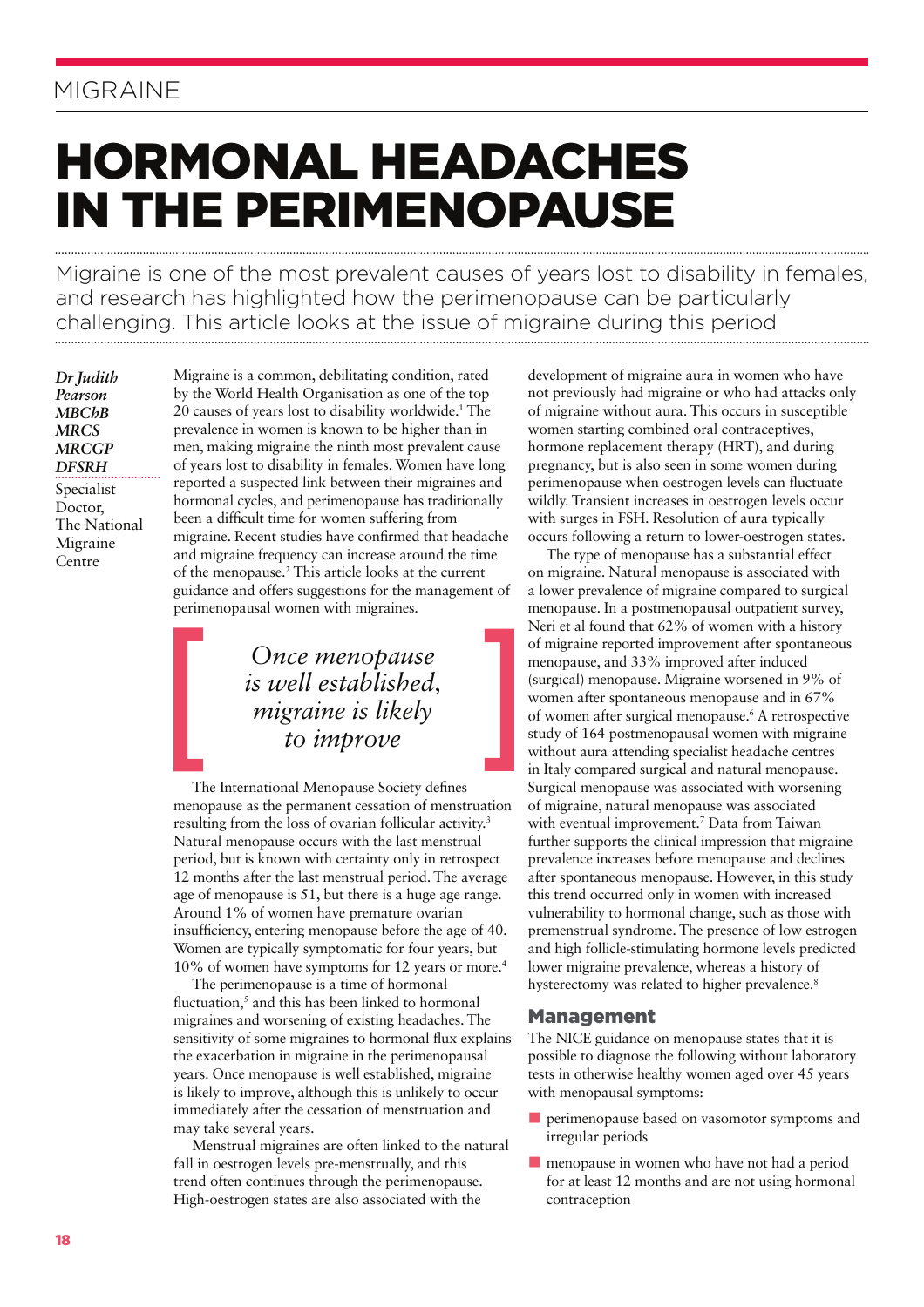# HORMONAL HEADACHES IN THE PERIMENOPAUSE

Migraine is one of the most prevalent causes of years lost to disability in females, and research has highlighted how the perimenopause can be particularly challenging. This article looks at the issue of migraine during this period

***Dr Judith Pearson MBChB MRCS MRCGP DFSRH***
Specialist Doctor, The National Migraine Centre

Migraine is a common, debilitating condition, rated by the World Health Organisation as one of the top 20 causes of years lost to disability worldwide.[1] The prevalence in women is known to be higher than in men, making migraine the ninth most prevalent cause of years lost to disability in females. Women have long reported a suspected link between their migraines and hormonal cycles, and perimenopause has traditionally been a difficult time for women suffering from migraine. Recent studies have confirmed that headache and migraine frequency can increase around the time of the menopause.[2] This article looks at the current guidance and offers suggestions for the management of perimenopausal women with migraines.

> *Once menopause is well established, migraine is likely to improve*

The International Menopause Society defines menopause as the permanent cessation of menstruation resulting from the loss of ovarian follicular activity.[3] Natural menopause occurs with the last menstrual period, but is known with certainty only in retrospect 12 months after the last menstrual period. The average age of menopause is 51, but there is a huge age range. Around 1% of women have premature ovarian insufficiency, entering menopause before the age of 40. Women are typically symptomatic for four years, but 10% of women have symptoms for 12 years or more.[4]

The perimenopause is a time of hormonal fluctuation,[5] and this has been linked to hormonal migraines and worsening of existing headaches. The sensitivity of some migraines to hormonal flux explains the exacerbation in migraine in the perimenopausal years. Once menopause is well established, migraine is likely to improve, although this is unlikely to occur immediately after the cessation of menstruation and may take several years.

Menstrual migraines are often linked to the natural fall in oestrogen levels pre-menstrually, and this trend often continues through the perimenopause. High-oestrogen states are also associated with the development of migraine aura in women who have not previously had migraine or who had attacks only of migraine without aura. This occurs in susceptible women starting combined oral contraceptives, hormone replacement therapy (HRT), and during pregnancy, but is also seen in some women during perimenopause when oestrogen levels can fluctuate wildly. Transient increases in oestrogen levels occur with surges in FSH. Resolution of aura typically occurs following a return to lower-oestrogen states.

The type of menopause has a substantial effect on migraine. Natural menopause is associated with a lower prevalence of migraine compared to surgical menopause. In a postmenopausal outpatient survey, Neri et al found that 62% of women with a history of migraine reported improvement after spontaneous menopause, and 33% improved after induced (surgical) menopause. Migraine worsened in 9% of women after spontaneous menopause and in 67% of women after surgical menopause.[6] A retrospective study of 164 postmenopausal women with migraine without aura attending specialist headache centres in Italy compared surgical and natural menopause. Surgical menopause was associated with worsening of migraine, natural menopause was associated with eventual improvement.[7] Data from Taiwan further supports the clinical impression that migraine prevalence increases before menopause and declines after spontaneous menopause. However, in this study this trend occurred only in women with increased vulnerability to hormonal change, such as those with premenstrual syndrome. The presence of low estrogen and high follicle-stimulating hormone levels predicted lower migraine prevalence, whereas a history of hysterectomy was related to higher prevalence.[8]

## Management

The NICE guidance on menopause states that it is possible to diagnose the following without laboratory tests in otherwise healthy women aged over 45 years with menopausal symptoms:

- perimenopause based on vasomotor symptoms and irregular periods
- menopause in women who have not had a period for at least 12 months and are not using hormonal contraception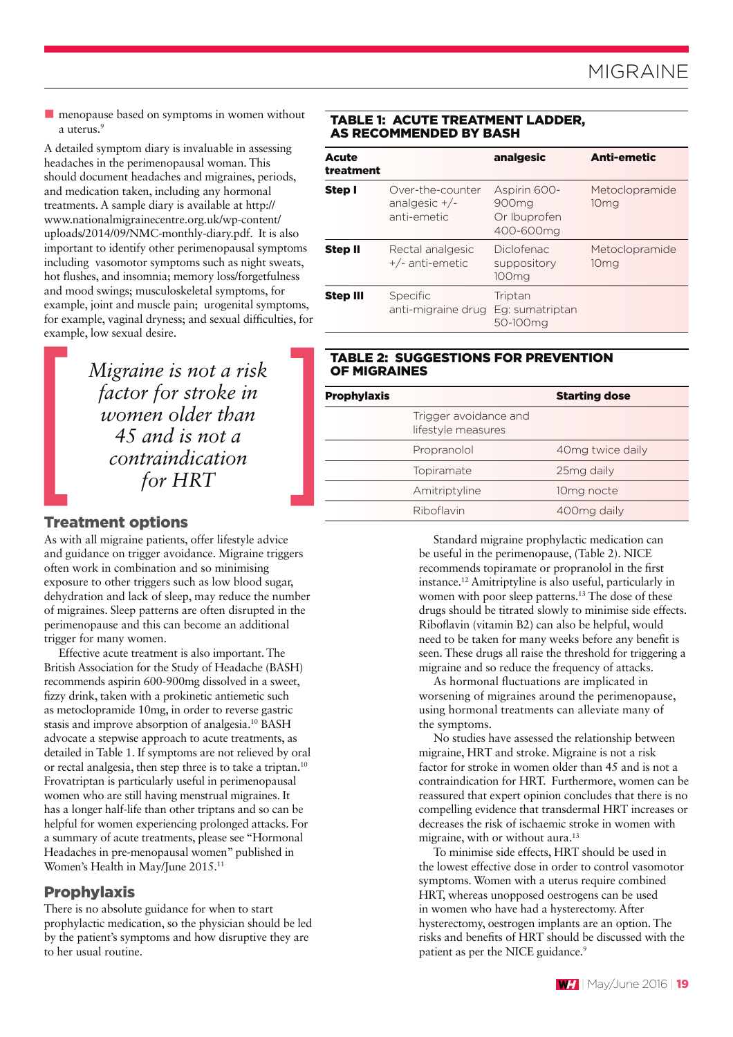- menopause based on symptoms in women without a uterus.[9]

A detailed symptom diary is invaluable in assessing headaches in the perimenopausal woman. This should document headaches and migraines, periods, and medication taken, including any hormonal treatments. A sample diary is available at http://www.nationalmigrainecentre.org.uk/wp-content/uploads/2014/09/NMC-monthly-diary.pdf. It is also important to identify other perimenopausal symptoms including vasomotor symptoms such as night sweats, hot flushes, and insomnia; memory loss/forgetfulness and mood swings; musculoskeletal symptoms, for example, joint and muscle pain; urogenital symptoms, for example, vaginal dryness; and sexual difficulties, for example, low sexual desire.

> *Migraine is not a risk factor for stroke in women older than 45 and is not a contraindication for HRT*

## Treatment options

As with all migraine patients, offer lifestyle advice and guidance on trigger avoidance. Migraine triggers often work in combination and so minimising exposure to other triggers such as low blood sugar, dehydration and lack of sleep, may reduce the number of migraines. Sleep patterns are often disrupted in the perimenopause and this can become an additional trigger for many women.

Effective acute treatment is also important. The British Association for the Study of Headache (BASH) recommends aspirin 600-900mg dissolved in a sweet, fizzy drink, taken with a prokinetic antiemetic such as metoclopramide 10mg, in order to reverse gastric stasis and improve absorption of analgesia.[10] BASH advocate a stepwise approach to acute treatments, as detailed in Table 1. If symptoms are not relieved by oral or rectal analgesia, then step three is to take a triptan.[10] Frovatriptan is particularly useful in perimenopausal women who are still having menstrual migraines. It has a longer half-life than other triptans and so can be helpful for women experiencing prolonged attacks. For a summary of acute treatments, please see "Hormonal Headaches in pre-menopausal women" published in Women's Health in May/June 2015.[11]

## Prophylaxis

There is no absolute guidance for when to start prophylactic medication, so the physician should be led by the patient's symptoms and how disruptive they are to her usual routine.

**TABLE 1: ACUTE TREATMENT LADDER, AS RECOMMENDED BY BASH**

| Acute treatment | | analgesic | Anti-emetic |
|---|---|---|---|
| **Step I** | Over-the-counter analgesic +/- anti-emetic | Aspirin 600-900mg Or Ibuprofen 400-600mg | Metoclopramide 10mg |
| **Step II** | Rectal analgesic +/- anti-emetic | Diclofenac suppository 100mg | Metoclopramide 10mg |
| **Step III** | Specific anti-migraine drug | Triptan Eg: sumatriptan 50-100mg | |

**TABLE 2: SUGGESTIONS FOR PREVENTION OF MIGRAINES**

| Prophylaxis | | Starting dose |
|---|---|---|
| | Trigger avoidance and lifestyle measures | |
| | Propranolol | 40mg twice daily |
| | Topiramate | 25mg daily |
| | Amitriptyline | 10mg nocte |
| | Riboflavin | 400mg daily |

Standard migraine prophylactic medication can be useful in the perimenopause, (Table 2). NICE recommends topiramate or propranolol in the first instance.[12] Amitriptyline is also useful, particularly in women with poor sleep patterns.[13] The dose of these drugs should be titrated slowly to minimise side effects. Riboflavin (vitamin B2) can also be helpful, would need to be taken for many weeks before any benefit is seen. These drugs all raise the threshold for triggering a migraine and so reduce the frequency of attacks.

As hormonal fluctuations are implicated in worsening of migraines around the perimenopause, using hormonal treatments can alleviate many of the symptoms.

No studies have assessed the relationship between migraine, HRT and stroke. Migraine is not a risk factor for stroke in women older than 45 and is not a contraindication for HRT. Furthermore, women can be reassured that expert opinion concludes that there is no compelling evidence that transdermal HRT increases or decreases the risk of ischaemic stroke in women with migraine, with or without aura.[13]

To minimise side effects, HRT should be used in the lowest effective dose in order to control vasomotor symptoms. Women with a uterus require combined HRT, whereas unopposed oestrogens can be used in women who have had a hysterectomy. After hysterectomy, oestrogen implants are an option. The risks and benefits of HRT should be discussed with the patient as per the NICE guidance.[9]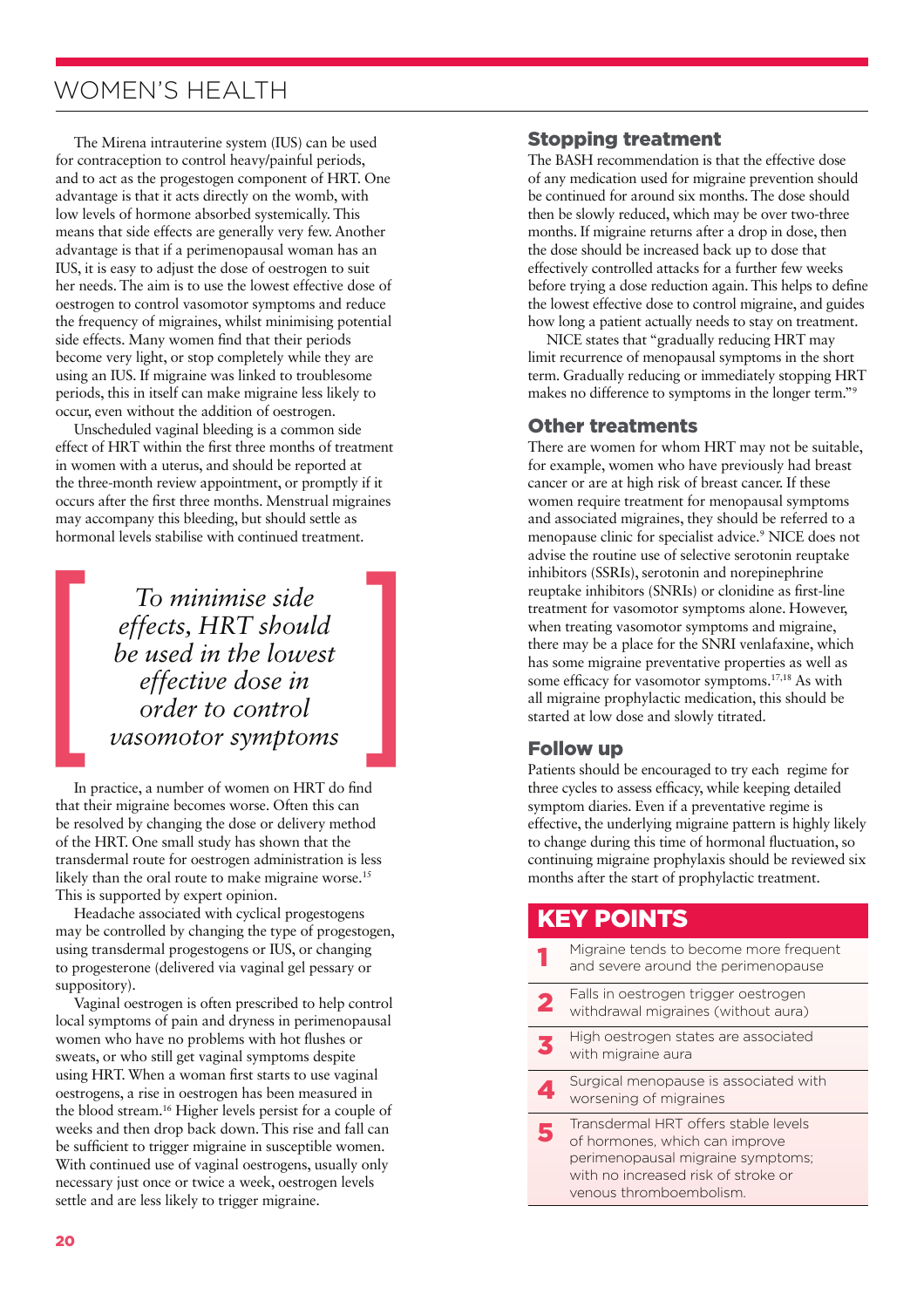The Mirena intrauterine system (IUS) can be used for contraception to control heavy/painful periods, and to act as the progestogen component of HRT. One advantage is that it acts directly on the womb, with low levels of hormone absorbed systemically. This means that side effects are generally very few. Another advantage is that if a perimenopausal woman has an IUS, it is easy to adjust the dose of oestrogen to suit her needs. The aim is to use the lowest effective dose of oestrogen to control vasomotor symptoms and reduce the frequency of migraines, whilst minimising potential side effects. Many women find that their periods become very light, or stop completely while they are using an IUS. If migraine was linked to troublesome periods, this in itself can make migraine less likely to occur, even without the addition of oestrogen.

Unscheduled vaginal bleeding is a common side effect of HRT within the first three months of treatment in women with a uterus, and should be reported at the three-month review appointment, or promptly if it occurs after the first three months. Menstrual migraines may accompany this bleeding, but should settle as hormonal levels stabilise with continued treatment.

> *To minimise side effects, HRT should be used in the lowest effective dose in order to control vasomotor symptoms*

In practice, a number of women on HRT do find that their migraine becomes worse. Often this can be resolved by changing the dose or delivery method of the HRT. One small study has shown that the transdermal route for oestrogen administration is less likely than the oral route to make migraine worse.[15] This is supported by expert opinion.

Headache associated with cyclical progestogens may be controlled by changing the type of progestogen, using transdermal progestogens or IUS, or changing to progesterone (delivered via vaginal gel pessary or suppository).

Vaginal oestrogen is often prescribed to help control local symptoms of pain and dryness in perimenopausal women who have no problems with hot flushes or sweats, or who still get vaginal symptoms despite using HRT. When a woman first starts to use vaginal oestrogens, a rise in oestrogen has been measured in the blood stream.[16] Higher levels persist for a couple of weeks and then drop back down. This rise and fall can be sufficient to trigger migraine in susceptible women. With continued use of vaginal oestrogens, usually only necessary just once or twice a week, oestrogen levels settle and are less likely to trigger migraine.

## Stopping treatment

The BASH recommendation is that the effective dose of any medication used for migraine prevention should be continued for around six months. The dose should then be slowly reduced, which may be over two-three months. If migraine returns after a drop in dose, then the dose should be increased back up to dose that effectively controlled attacks for a further few weeks before trying a dose reduction again. This helps to define the lowest effective dose to control migraine, and guides how long a patient actually needs to stay on treatment.

NICE states that "gradually reducing HRT may limit recurrence of menopausal symptoms in the short term. Gradually reducing or immediately stopping HRT makes no difference to symptoms in the longer term."[9]

## Other treatments

There are women for whom HRT may not be suitable, for example, women who have previously had breast cancer or are at high risk of breast cancer. If these women require treatment for menopausal symptoms and associated migraines, they should be referred to a menopause clinic for specialist advice.[9] NICE does not advise the routine use of selective serotonin reuptake inhibitors (SSRIs), serotonin and norepinephrine reuptake inhibitors (SNRIs) or clonidine as first-line treatment for vasomotor symptoms alone. However, when treating vasomotor symptoms and migraine, there may be a place for the SNRI venlafaxine, which has some migraine preventative properties as well as some efficacy for vasomotor symptoms.[17,18] As with all migraine prophylactic medication, this should be started at low dose and slowly titrated.

## Follow up

Patients should be encouraged to try each regime for three cycles to assess efficacy, while keeping detailed symptom diaries. Even if a preventative regime is effective, the underlying migraine pattern is highly likely to change during this time of hormonal fluctuation, so continuing migraine prophylaxis should be reviewed six months after the start of prophylactic treatment.

## KEY POINTS

1. Migraine tends to become more frequent and severe around the perimenopause
2. Falls in oestrogen trigger oestrogen withdrawal migraines (without aura)
3. High oestrogen states are associated with migraine aura
4. Surgical menopause is associated with worsening of migraines
5. Transdermal HRT offers stable levels of hormones, which can improve perimenopausal migraine symptoms; with no increased risk of stroke or venous thromboembolism.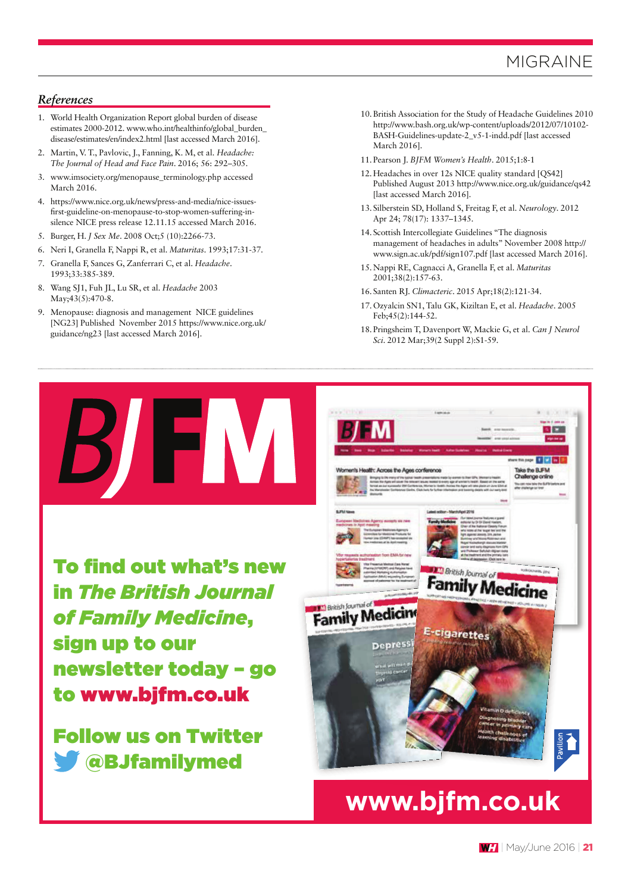## *References*

1. World Health Organization Report global burden of disease estimates 2000-2012. www.who.int/healthinfo/global_burden_disease/estimates/en/index2.html [last accessed March 2016].
2. Martin, V. T., Pavlovic, J., Fanning, K. M, et al. *Headache: The Journal of Head and Face Pain*. 2016; 56: 292–305.
3. www.imsociety.org/menopause_terminology.php accessed March 2016.
4. https://www.nice.org.uk/news/press-and-media/nice-issues-first-guideline-on-menopause-to-stop-women-suffering-in-silence NICE press release 12.11.15 accessed March 2016.
5. Burger, H. *J Sex Me*. 2008 Oct;5 (10):2266-73.
6. Neri I, Granella F, Nappi R, et al. *Maturitas*. 1993;17:31-37.
7. Granella F, Sances G, Zanferrari C, et al. *Headache*. 1993;33:385-389.
8. Wang SJ1, Fuh JL, Lu SR, et al. *Headache* 2003 May;43(5):470-8.
9. Menopause: diagnosis and management NICE guidelines [NG23] Published November 2015 https://www.nice.org.uk/guidance/ng23 [last accessed March 2016].
10. British Association for the Study of Headache Guidelines 2010 http://www.bash.org.uk/wp-content/uploads/2012/07/10102-BASH-Guidelines-update-2_v5-1-indd.pdf [last accessed March 2016].
11. Pearson J. *BJFM Women's Health*. 2015;1:8-1
12. Headaches in over 12s NICE quality standard [QS42] Published August 2013 http://www.nice.org.uk/guidance/qs42 [last accessed March 2016].
13. Silberstein SD, Holland S, Freitag F, et al. *Neurology*. 2012 Apr 24; 78(17): 1337–1345.
14. Scottish Intercollegiate Guidelines "The diagnosis management of headaches in adults" November 2008 http://www.sign.ac.uk/pdf/sign107.pdf [last accessed March 2016].
15. Nappi RE, Cagnacci A, Granella F, et al. *Maturitas* 2001;38(2):157-63.
16. Santen RJ. *Climacteric*. 2015 Apr;18(2):121-34.
17. Ozyalcin SN1, Talu GK, Kiziltan E, et al. *Headache*. 2005 Feb;45(2):144-52.
18. Pringsheim T, Davenport W, Mackie G, et al. *Can J Neurol Sci*. 2012 Mar;39(2 Suppl 2):S1-59.

---

**BJFM**

**To find out what's new in *The British Journal of Family Medicine*, sign up to our newsletter today – go to www.bjfm.co.uk**

**Follow us on Twitter @BJfamilymed**

**www.bjfm.co.uk**